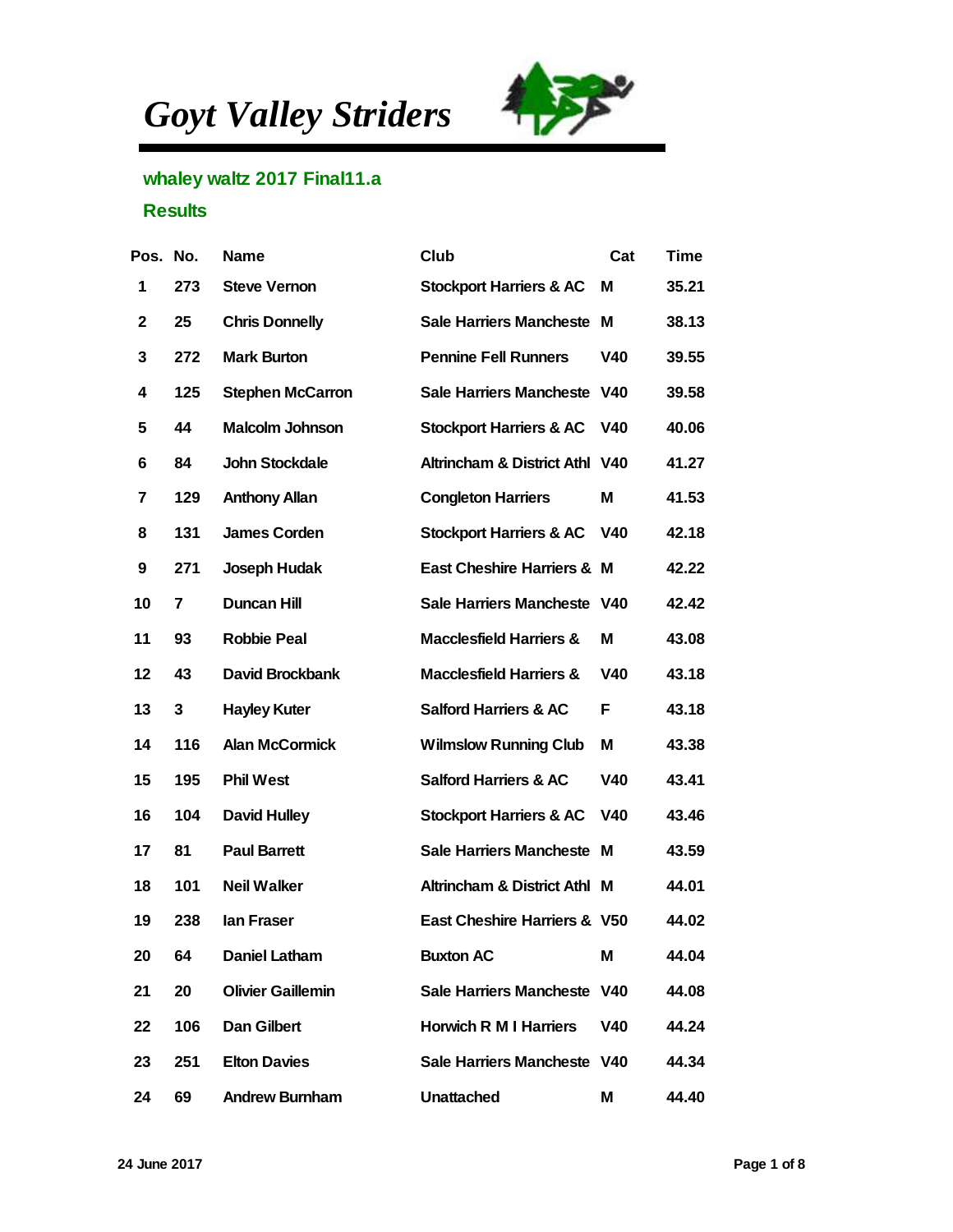# *Goyt Valley Striders*

## whaley waltz 2017 Final11.a

## Results

| Pos. | No. | Name | Club | Cat | Time |
|---|---|---|---|---|---|
| 1 | 273 | Steve Vernon | Stockport Harriers & AC | M | 35.21 |
| 2 | 25 | Chris Donnelly | Sale Harriers Mancheste | M | 38.13 |
| 3 | 272 | Mark Burton | Pennine Fell Runners | V40 | 39.55 |
| 4 | 125 | Stephen McCarron | Sale Harriers Mancheste | V40 | 39.58 |
| 5 | 44 | Malcolm Johnson | Stockport Harriers & AC | V40 | 40.06 |
| 6 | 84 | John Stockdale | Altrincham & District Athl | V40 | 41.27 |
| 7 | 129 | Anthony Allan | Congleton Harriers | M | 41.53 |
| 8 | 131 | James Corden | Stockport Harriers & AC | V40 | 42.18 |
| 9 | 271 | Joseph Hudak | East Cheshire Harriers & | M | 42.22 |
| 10 | 7 | Duncan Hill | Sale Harriers Mancheste | V40 | 42.42 |
| 11 | 93 | Robbie Peal | Macclesfield Harriers & | M | 43.08 |
| 12 | 43 | David Brockbank | Macclesfield Harriers & | V40 | 43.18 |
| 13 | 3 | Hayley Kuter | Salford Harriers & AC | F | 43.18 |
| 14 | 116 | Alan McCormick | Wilmslow Running Club | M | 43.38 |
| 15 | 195 | Phil West | Salford Harriers & AC | V40 | 43.41 |
| 16 | 104 | David Hulley | Stockport Harriers & AC | V40 | 43.46 |
| 17 | 81 | Paul Barrett | Sale Harriers Mancheste | M | 43.59 |
| 18 | 101 | Neil Walker | Altrincham & District Athl | M | 44.01 |
| 19 | 238 | Ian Fraser | East Cheshire Harriers & | V50 | 44.02 |
| 20 | 64 | Daniel Latham | Buxton AC | M | 44.04 |
| 21 | 20 | Olivier Gaillemin | Sale Harriers Mancheste | V40 | 44.08 |
| 22 | 106 | Dan Gilbert | Horwich R M I Harriers | V40 | 44.24 |
| 23 | 251 | Elton Davies | Sale Harriers Mancheste | V40 | 44.34 |
| 24 | 69 | Andrew Burnham | Unattached | M | 44.40 |

24 June 2017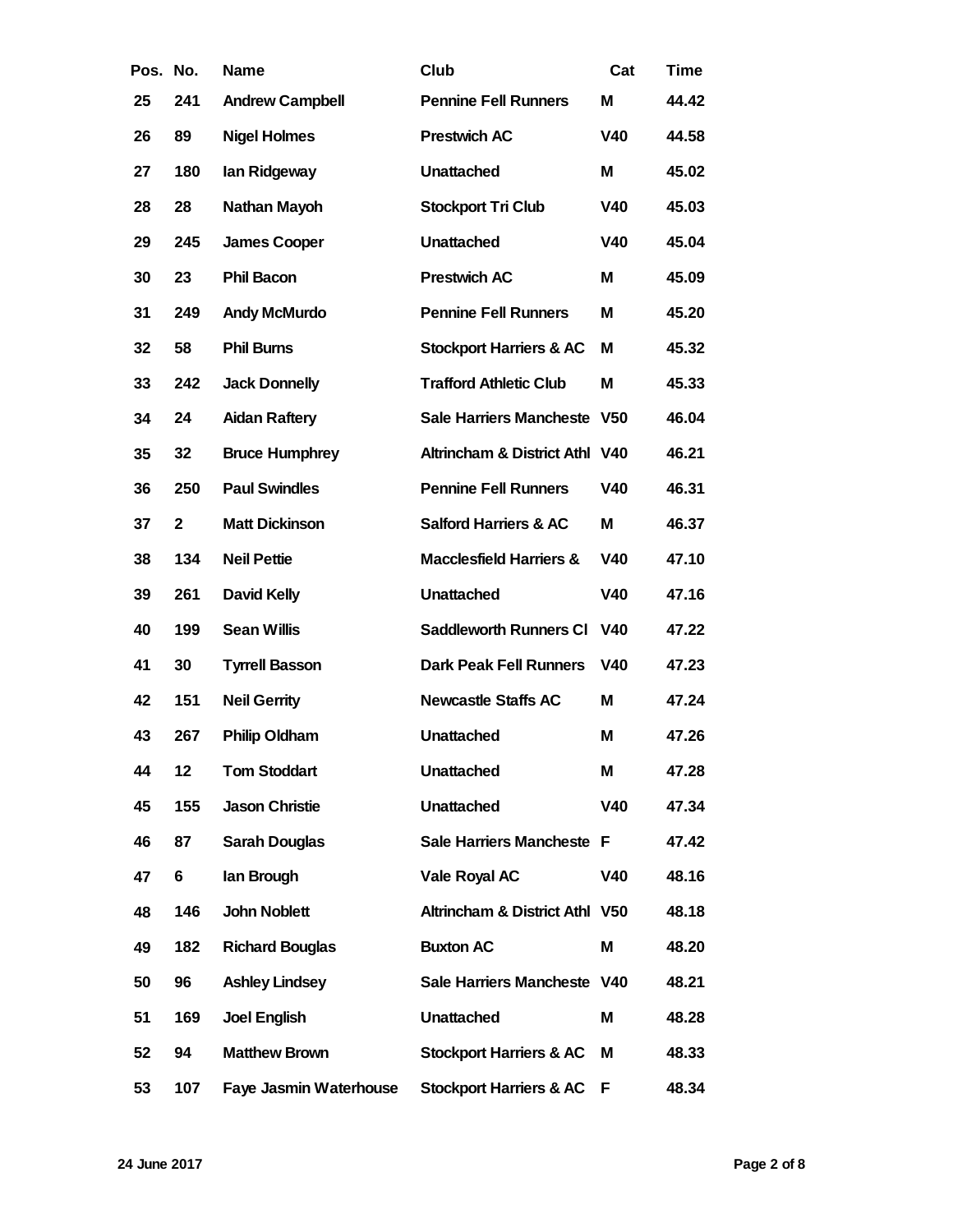| Pos. | No. | Name | Club | Cat | Time |
|---|---|---|---|---|---|
| 25 | 241 | Andrew Campbell | Pennine Fell Runners | M | 44.42 |
| 26 | 89 | Nigel Holmes | Prestwich AC | V40 | 44.58 |
| 27 | 180 | Ian Ridgeway | Unattached | M | 45.02 |
| 28 | 28 | Nathan Mayoh | Stockport Tri Club | V40 | 45.03 |
| 29 | 245 | James Cooper | Unattached | V40 | 45.04 |
| 30 | 23 | Phil Bacon | Prestwich AC | M | 45.09 |
| 31 | 249 | Andy McMurdo | Pennine Fell Runners | M | 45.20 |
| 32 | 58 | Phil Burns | Stockport Harriers & AC | M | 45.32 |
| 33 | 242 | Jack Donnelly | Trafford Athletic Club | M | 45.33 |
| 34 | 24 | Aidan Raftery | Sale Harriers Mancheste | V50 | 46.04 |
| 35 | 32 | Bruce Humphrey | Altrincham & District Athl | V40 | 46.21 |
| 36 | 250 | Paul Swindles | Pennine Fell Runners | V40 | 46.31 |
| 37 | 2 | Matt Dickinson | Salford Harriers & AC | M | 46.37 |
| 38 | 134 | Neil Pettie | Macclesfield Harriers & | V40 | 47.10 |
| 39 | 261 | David Kelly | Unattached | V40 | 47.16 |
| 40 | 199 | Sean Willis | Saddleworth Runners Cl | V40 | 47.22 |
| 41 | 30 | Tyrrell Basson | Dark Peak Fell Runners | V40 | 47.23 |
| 42 | 151 | Neil Gerrity | Newcastle Staffs AC | M | 47.24 |
| 43 | 267 | Philip Oldham | Unattached | M | 47.26 |
| 44 | 12 | Tom Stoddart | Unattached | M | 47.28 |
| 45 | 155 | Jason Christie | Unattached | V40 | 47.34 |
| 46 | 87 | Sarah Douglas | Sale Harriers Mancheste | F | 47.42 |
| 47 | 6 | Ian Brough | Vale Royal AC | V40 | 48.16 |
| 48 | 146 | John Noblett | Altrincham & District Athl | V50 | 48.18 |
| 49 | 182 | Richard Bouglas | Buxton AC | M | 48.20 |
| 50 | 96 | Ashley Lindsey | Sale Harriers Mancheste | V40 | 48.21 |
| 51 | 169 | Joel English | Unattached | M | 48.28 |
| 52 | 94 | Matthew Brown | Stockport Harriers & AC | M | 48.33 |
| 53 | 107 | Faye Jasmin Waterhouse | Stockport Harriers & AC | F | 48.34 |

24 June 2017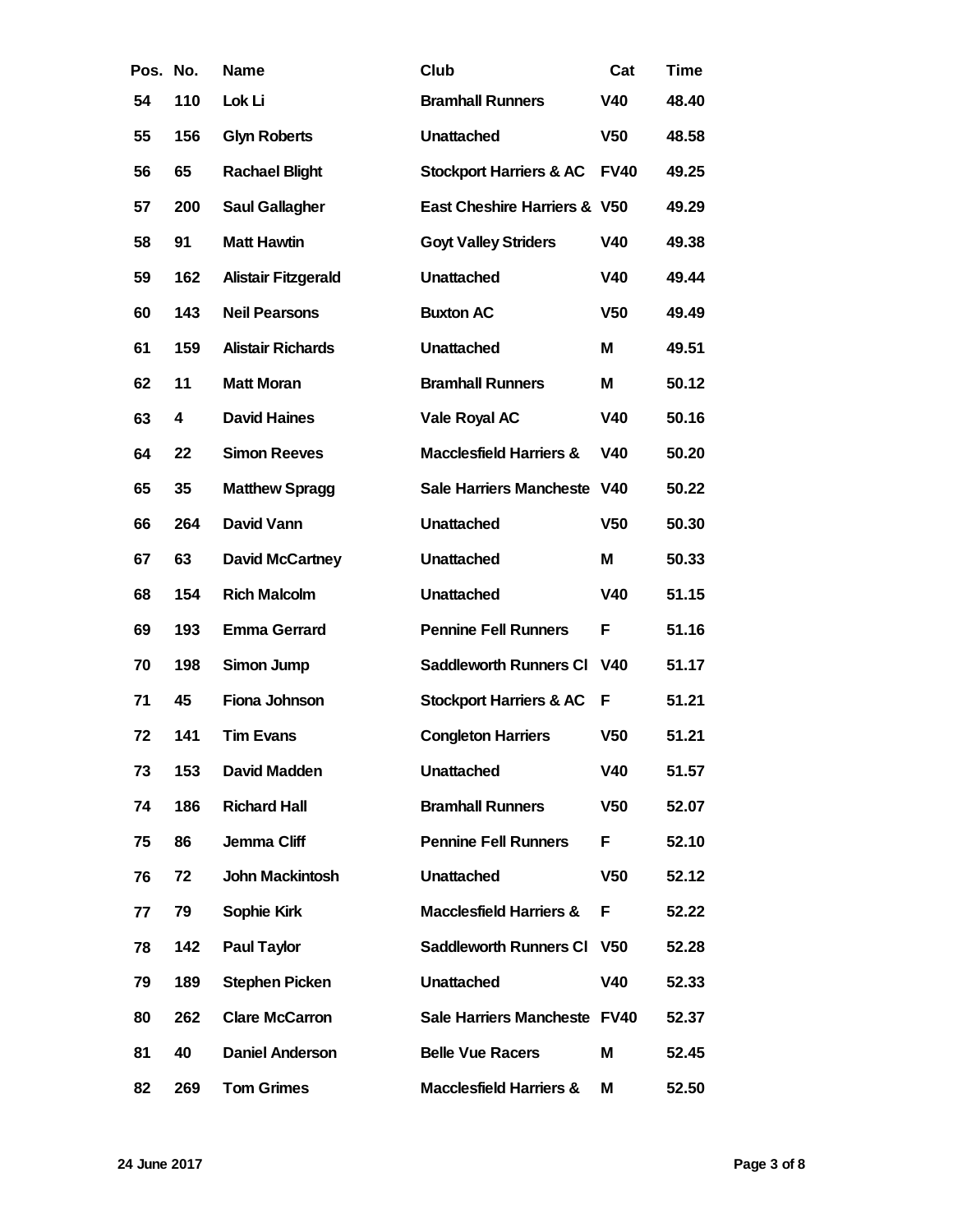| Pos. | No. | Name | Club | Cat | Time |
|---|---|---|---|---|---|
| 54 | 110 | Lok Li | Bramhall Runners | V40 | 48.40 |
| 55 | 156 | Glyn Roberts | Unattached | V50 | 48.58 |
| 56 | 65 | Rachael Blight | Stockport Harriers & AC | FV40 | 49.25 |
| 57 | 200 | Saul Gallagher | East Cheshire Harriers & | V50 | 49.29 |
| 58 | 91 | Matt Hawtin | Goyt Valley Striders | V40 | 49.38 |
| 59 | 162 | Alistair Fitzgerald | Unattached | V40 | 49.44 |
| 60 | 143 | Neil Pearsons | Buxton AC | V50 | 49.49 |
| 61 | 159 | Alistair Richards | Unattached | M | 49.51 |
| 62 | 11 | Matt Moran | Bramhall Runners | M | 50.12 |
| 63 | 4 | David Haines | Vale Royal AC | V40 | 50.16 |
| 64 | 22 | Simon Reeves | Macclesfield Harriers & | V40 | 50.20 |
| 65 | 35 | Matthew Spragg | Sale Harriers Mancheste | V40 | 50.22 |
| 66 | 264 | David Vann | Unattached | V50 | 50.30 |
| 67 | 63 | David McCartney | Unattached | M | 50.33 |
| 68 | 154 | Rich Malcolm | Unattached | V40 | 51.15 |
| 69 | 193 | Emma Gerrard | Pennine Fell Runners | F | 51.16 |
| 70 | 198 | Simon Jump | Saddleworth Runners Cl | V40 | 51.17 |
| 71 | 45 | Fiona Johnson | Stockport Harriers & AC | F | 51.21 |
| 72 | 141 | Tim Evans | Congleton Harriers | V50 | 51.21 |
| 73 | 153 | David Madden | Unattached | V40 | 51.57 |
| 74 | 186 | Richard Hall | Bramhall Runners | V50 | 52.07 |
| 75 | 86 | Jemma Cliff | Pennine Fell Runners | F | 52.10 |
| 76 | 72 | John Mackintosh | Unattached | V50 | 52.12 |
| 77 | 79 | Sophie Kirk | Macclesfield Harriers & | F | 52.22 |
| 78 | 142 | Paul Taylor | Saddleworth Runners Cl | V50 | 52.28 |
| 79 | 189 | Stephen Picken | Unattached | V40 | 52.33 |
| 80 | 262 | Clare McCarron | Sale Harriers Mancheste | FV40 | 52.37 |
| 81 | 40 | Daniel Anderson | Belle Vue Racers | M | 52.45 |
| 82 | 269 | Tom Grimes | Macclesfield Harriers & | M | 52.50 |

24 June 2017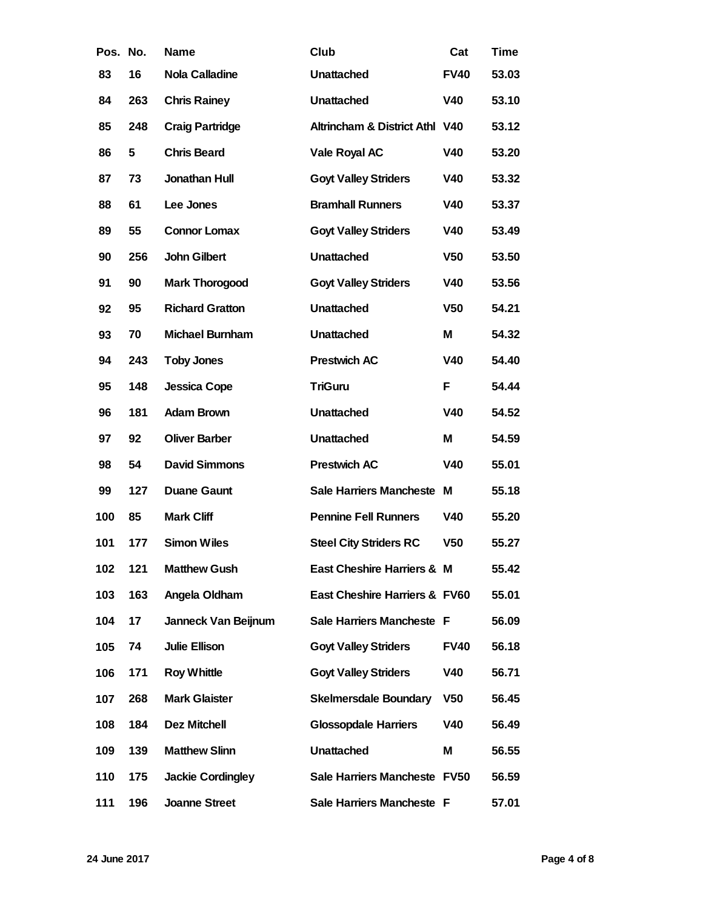| Pos. | No. | Name | Club | Cat | Time |
|---|---|---|---|---|---|
| 83 | 16 | Nola Calladine | Unattached | FV40 | 53.03 |
| 84 | 263 | Chris Rainey | Unattached | V40 | 53.10 |
| 85 | 248 | Craig Partridge | Altrincham & District Athl | V40 | 53.12 |
| 86 | 5 | Chris Beard | Vale Royal AC | V40 | 53.20 |
| 87 | 73 | Jonathan Hull | Goyt Valley Striders | V40 | 53.32 |
| 88 | 61 | Lee Jones | Bramhall Runners | V40 | 53.37 |
| 89 | 55 | Connor Lomax | Goyt Valley Striders | V40 | 53.49 |
| 90 | 256 | John Gilbert | Unattached | V50 | 53.50 |
| 91 | 90 | Mark Thorogood | Goyt Valley Striders | V40 | 53.56 |
| 92 | 95 | Richard Gratton | Unattached | V50 | 54.21 |
| 93 | 70 | Michael Burnham | Unattached | M | 54.32 |
| 94 | 243 | Toby Jones | Prestwich AC | V40 | 54.40 |
| 95 | 148 | Jessica Cope | TriGuru | F | 54.44 |
| 96 | 181 | Adam Brown | Unattached | V40 | 54.52 |
| 97 | 92 | Oliver Barber | Unattached | M | 54.59 |
| 98 | 54 | David Simmons | Prestwich AC | V40 | 55.01 |
| 99 | 127 | Duane Gaunt | Sale Harriers Mancheste | M | 55.18 |
| 100 | 85 | Mark Cliff | Pennine Fell Runners | V40 | 55.20 |
| 101 | 177 | Simon Wiles | Steel City Striders RC | V50 | 55.27 |
| 102 | 121 | Matthew Gush | East Cheshire Harriers & | M | 55.42 |
| 103 | 163 | Angela Oldham | East Cheshire Harriers & | FV60 | 55.01 |
| 104 | 17 | Janneck Van Beijnum | Sale Harriers Mancheste | F | 56.09 |
| 105 | 74 | Julie Ellison | Goyt Valley Striders | FV40 | 56.18 |
| 106 | 171 | Roy Whittle | Goyt Valley Striders | V40 | 56.71 |
| 107 | 268 | Mark Glaister | Skelmersdale Boundary | V50 | 56.45 |
| 108 | 184 | Dez Mitchell | Glossopdale Harriers | V40 | 56.49 |
| 109 | 139 | Matthew Slinn | Unattached | M | 56.55 |
| 110 | 175 | Jackie Cordingley | Sale Harriers Mancheste | FV50 | 56.59 |
| 111 | 196 | Joanne Street | Sale Harriers Mancheste | F | 57.01 |

24 June 2017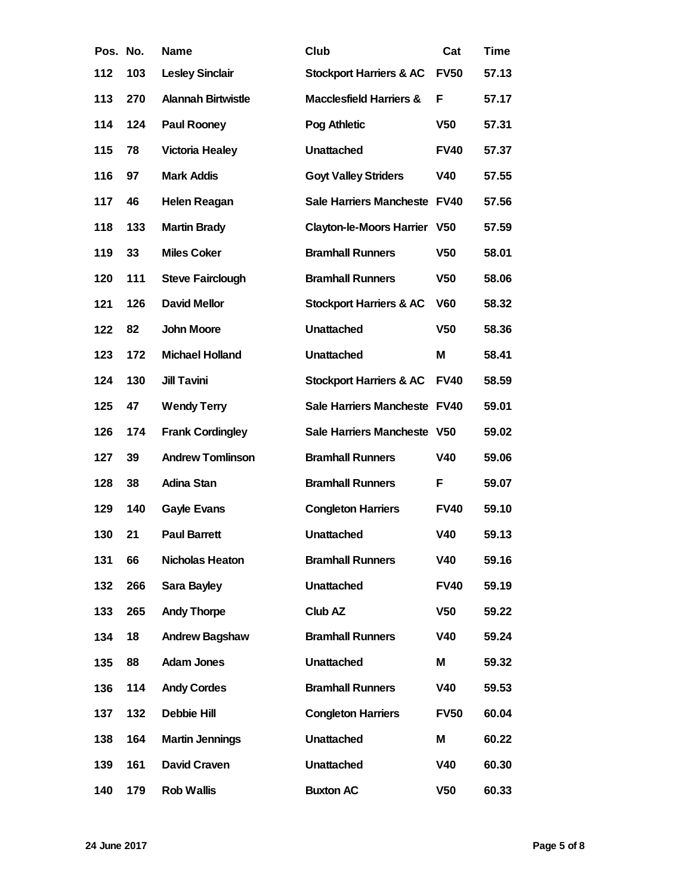| Pos. | No. | Name | Club | Cat | Time |
|---|---|---|---|---|---|
| 112 | 103 | Lesley Sinclair | Stockport Harriers & AC | FV50 | 57.13 |
| 113 | 270 | Alannah Birtwistle | Macclesfield Harriers & | F | 57.17 |
| 114 | 124 | Paul Rooney | Pog Athletic | V50 | 57.31 |
| 115 | 78 | Victoria Healey | Unattached | FV40 | 57.37 |
| 116 | 97 | Mark Addis | Goyt Valley Striders | V40 | 57.55 |
| 117 | 46 | Helen Reagan | Sale Harriers Mancheste | FV40 | 57.56 |
| 118 | 133 | Martin Brady | Clayton-le-Moors Harrier | V50 | 57.59 |
| 119 | 33 | Miles Coker | Bramhall Runners | V50 | 58.01 |
| 120 | 111 | Steve Fairclough | Bramhall Runners | V50 | 58.06 |
| 121 | 126 | David Mellor | Stockport Harriers & AC | V60 | 58.32 |
| 122 | 82 | John Moore | Unattached | V50 | 58.36 |
| 123 | 172 | Michael Holland | Unattached | M | 58.41 |
| 124 | 130 | Jill Tavini | Stockport Harriers & AC | FV40 | 58.59 |
| 125 | 47 | Wendy Terry | Sale Harriers Mancheste | FV40 | 59.01 |
| 126 | 174 | Frank Cordingley | Sale Harriers Mancheste | V50 | 59.02 |
| 127 | 39 | Andrew Tomlinson | Bramhall Runners | V40 | 59.06 |
| 128 | 38 | Adina Stan | Bramhall Runners | F | 59.07 |
| 129 | 140 | Gayle Evans | Congleton Harriers | FV40 | 59.10 |
| 130 | 21 | Paul Barrett | Unattached | V40 | 59.13 |
| 131 | 66 | Nicholas Heaton | Bramhall Runners | V40 | 59.16 |
| 132 | 266 | Sara Bayley | Unattached | FV40 | 59.19 |
| 133 | 265 | Andy Thorpe | Club AZ | V50 | 59.22 |
| 134 | 18 | Andrew Bagshaw | Bramhall Runners | V40 | 59.24 |
| 135 | 88 | Adam Jones | Unattached | M | 59.32 |
| 136 | 114 | Andy Cordes | Bramhall Runners | V40 | 59.53 |
| 137 | 132 | Debbie Hill | Congleton Harriers | FV50 | 60.04 |
| 138 | 164 | Martin Jennings | Unattached | M | 60.22 |
| 139 | 161 | David Craven | Unattached | V40 | 60.30 |
| 140 | 179 | Rob Wallis | Buxton AC | V50 | 60.33 |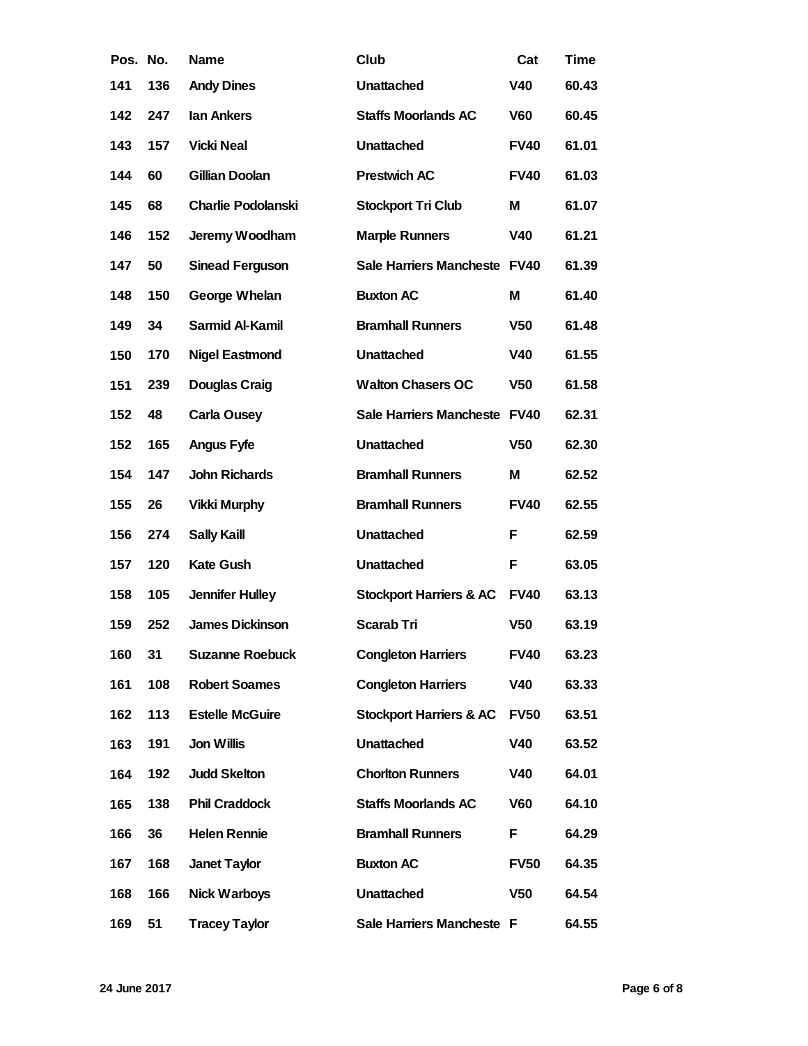| Pos. | No. | Name | Club | Cat | Time |
|---|---|---|---|---|---|
| 141 | 136 | Andy Dines | Unattached | V40 | 60.43 |
| 142 | 247 | Ian Ankers | Staffs Moorlands AC | V60 | 60.45 |
| 143 | 157 | Vicki Neal | Unattached | FV40 | 61.01 |
| 144 | 60 | Gillian Doolan | Prestwich AC | FV40 | 61.03 |
| 145 | 68 | Charlie Podolanski | Stockport Tri Club | M | 61.07 |
| 146 | 152 | Jeremy Woodham | Marple Runners | V40 | 61.21 |
| 147 | 50 | Sinead Ferguson | Sale Harriers Mancheste | FV40 | 61.39 |
| 148 | 150 | George Whelan | Buxton AC | M | 61.40 |
| 149 | 34 | Sarmid Al-Kamil | Bramhall Runners | V50 | 61.48 |
| 150 | 170 | Nigel Eastmond | Unattached | V40 | 61.55 |
| 151 | 239 | Douglas Craig | Walton Chasers OC | V50 | 61.58 |
| 152 | 48 | Carla Ousey | Sale Harriers Mancheste | FV40 | 62.31 |
| 152 | 165 | Angus Fyfe | Unattached | V50 | 62.30 |
| 154 | 147 | John Richards | Bramhall Runners | M | 62.52 |
| 155 | 26 | Vikki Murphy | Bramhall Runners | FV40 | 62.55 |
| 156 | 274 | Sally Kaill | Unattached | F | 62.59 |
| 157 | 120 | Kate Gush | Unattached | F | 63.05 |
| 158 | 105 | Jennifer Hulley | Stockport Harriers & AC | FV40 | 63.13 |
| 159 | 252 | James Dickinson | Scarab Tri | V50 | 63.19 |
| 160 | 31 | Suzanne Roebuck | Congleton Harriers | FV40 | 63.23 |
| 161 | 108 | Robert Soames | Congleton Harriers | V40 | 63.33 |
| 162 | 113 | Estelle McGuire | Stockport Harriers & AC | FV50 | 63.51 |
| 163 | 191 | Jon Willis | Unattached | V40 | 63.52 |
| 164 | 192 | Judd Skelton | Chorlton Runners | V40 | 64.01 |
| 165 | 138 | Phil Craddock | Staffs Moorlands AC | V60 | 64.10 |
| 166 | 36 | Helen Rennie | Bramhall Runners | F | 64.29 |
| 167 | 168 | Janet Taylor | Buxton AC | FV50 | 64.35 |
| 168 | 166 | Nick Warboys | Unattached | V50 | 64.54 |
| 169 | 51 | Tracey Taylor | Sale Harriers Mancheste | F | 64.55 |

24 June 2017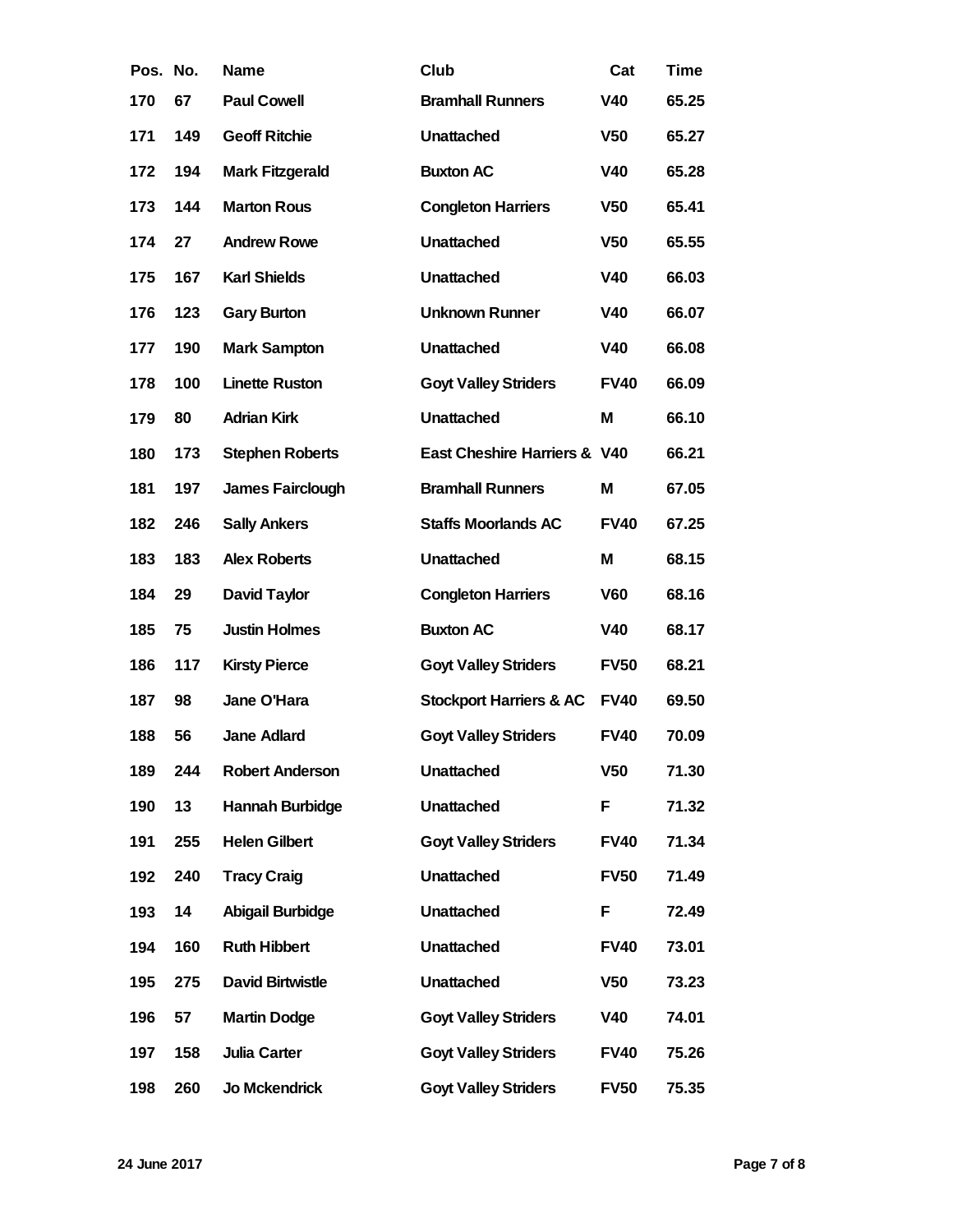| Pos. | No. | Name | Club | Cat | Time |
|---|---|---|---|---|---|
| 170 | 67 | Paul Cowell | Bramhall Runners | V40 | 65.25 |
| 171 | 149 | Geoff Ritchie | Unattached | V50 | 65.27 |
| 172 | 194 | Mark Fitzgerald | Buxton AC | V40 | 65.28 |
| 173 | 144 | Marton Rous | Congleton Harriers | V50 | 65.41 |
| 174 | 27 | Andrew Rowe | Unattached | V50 | 65.55 |
| 175 | 167 | Karl Shields | Unattached | V40 | 66.03 |
| 176 | 123 | Gary Burton | Unknown Runner | V40 | 66.07 |
| 177 | 190 | Mark Sampton | Unattached | V40 | 66.08 |
| 178 | 100 | Linette Ruston | Goyt Valley Striders | FV40 | 66.09 |
| 179 | 80 | Adrian Kirk | Unattached | M | 66.10 |
| 180 | 173 | Stephen Roberts | East Cheshire Harriers & | V40 | 66.21 |
| 181 | 197 | James Fairclough | Bramhall Runners | M | 67.05 |
| 182 | 246 | Sally Ankers | Staffs Moorlands AC | FV40 | 67.25 |
| 183 | 183 | Alex Roberts | Unattached | M | 68.15 |
| 184 | 29 | David Taylor | Congleton Harriers | V60 | 68.16 |
| 185 | 75 | Justin Holmes | Buxton AC | V40 | 68.17 |
| 186 | 117 | Kirsty Pierce | Goyt Valley Striders | FV50 | 68.21 |
| 187 | 98 | Jane O'Hara | Stockport Harriers & AC | FV40 | 69.50 |
| 188 | 56 | Jane Adlard | Goyt Valley Striders | FV40 | 70.09 |
| 189 | 244 | Robert Anderson | Unattached | V50 | 71.30 |
| 190 | 13 | Hannah Burbidge | Unattached | F | 71.32 |
| 191 | 255 | Helen Gilbert | Goyt Valley Striders | FV40 | 71.34 |
| 192 | 240 | Tracy Craig | Unattached | FV50 | 71.49 |
| 193 | 14 | Abigail Burbidge | Unattached | F | 72.49 |
| 194 | 160 | Ruth Hibbert | Unattached | FV40 | 73.01 |
| 195 | 275 | David Birtwistle | Unattached | V50 | 73.23 |
| 196 | 57 | Martin Dodge | Goyt Valley Striders | V40 | 74.01 |
| 197 | 158 | Julia Carter | Goyt Valley Striders | FV40 | 75.26 |
| 198 | 260 | Jo Mckendrick | Goyt Valley Striders | FV50 | 75.35 |

24 June 2017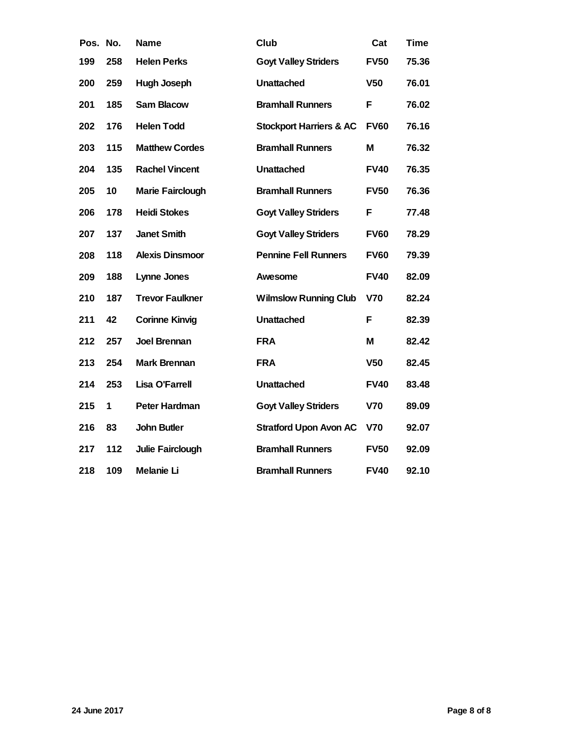| Pos. | No. | Name | Club | Cat | Time |
|---|---|---|---|---|---|
| 199 | 258 | Helen Perks | Goyt Valley Striders | FV50 | 75.36 |
| 200 | 259 | Hugh Joseph | Unattached | V50 | 76.01 |
| 201 | 185 | Sam Blacow | Bramhall Runners | F | 76.02 |
| 202 | 176 | Helen Todd | Stockport Harriers & AC | FV60 | 76.16 |
| 203 | 115 | Matthew Cordes | Bramhall Runners | M | 76.32 |
| 204 | 135 | Rachel Vincent | Unattached | FV40 | 76.35 |
| 205 | 10 | Marie Fairclough | Bramhall Runners | FV50 | 76.36 |
| 206 | 178 | Heidi Stokes | Goyt Valley Striders | F | 77.48 |
| 207 | 137 | Janet Smith | Goyt Valley Striders | FV60 | 78.29 |
| 208 | 118 | Alexis Dinsmoor | Pennine Fell Runners | FV60 | 79.39 |
| 209 | 188 | Lynne Jones | Awesome | FV40 | 82.09 |
| 210 | 187 | Trevor Faulkner | Wilmslow Running Club | V70 | 82.24 |
| 211 | 42 | Corinne Kinvig | Unattached | F | 82.39 |
| 212 | 257 | Joel Brennan | FRA | M | 82.42 |
| 213 | 254 | Mark Brennan | FRA | V50 | 82.45 |
| 214 | 253 | Lisa O'Farrell | Unattached | FV40 | 83.48 |
| 215 | 1 | Peter Hardman | Goyt Valley Striders | V70 | 89.09 |
| 216 | 83 | John Butler | Stratford Upon Avon AC | V70 | 92.07 |
| 217 | 112 | Julie Fairclough | Bramhall Runners | FV50 | 92.09 |
| 218 | 109 | Melanie Li | Bramhall Runners | FV40 | 92.10 |

24 June 2017